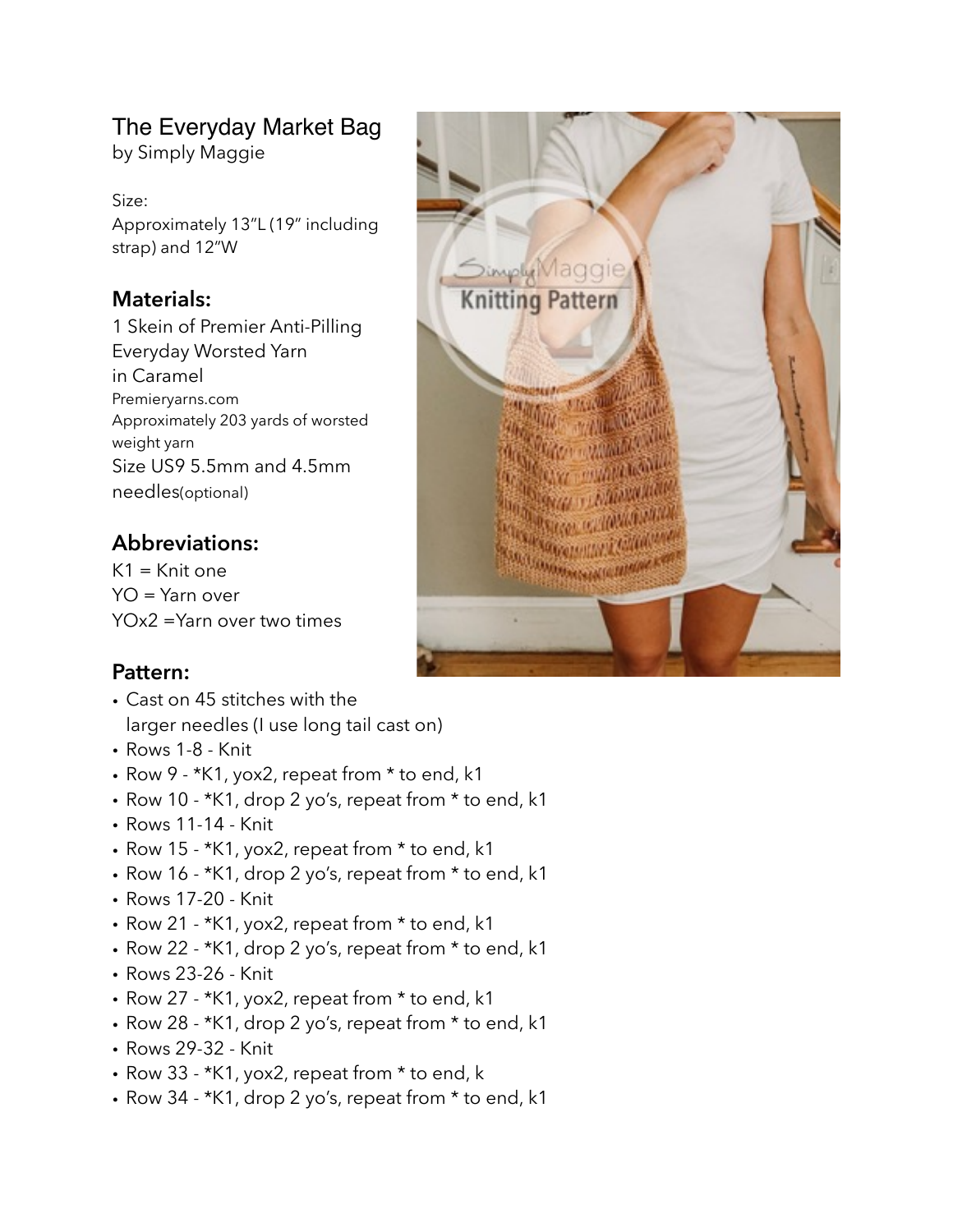# The Everyday Market Bag

by Simply Maggie

Size:
Approximately 13"L (19" including strap) and 12"W

## Materials:

1 Skein of Premier Anti-Pilling Everyday Worsted Yarn in Caramel
Premieryarns.com
Approximately 203 yards of worsted weight yarn
Size US9 5.5mm and 4.5mm needles(optional)

## Abbreviations:

K1 = Knit one
YO = Yarn over
YOx2 =Yarn over two times

## Pattern:

- Cast on 45 stitches with the larger needles (I use long tail cast on)
- Rows 1-8 - Knit
- Row 9 - *K1, yox2, repeat from * to end, k1
- Row 10 - *K1, drop 2 yo's, repeat from * to end, k1
- Rows 11-14 - Knit
- Row 15 - *K1, yox2, repeat from * to end, k1
- Row 16 - *K1, drop 2 yo's, repeat from * to end, k1
- Rows 17-20 - Knit
- Row 21 - *K1, yox2, repeat from * to end, k1
- Row 22 - *K1, drop 2 yo's, repeat from * to end, k1
- Rows 23-26 - Knit
- Row 27 - *K1, yox2, repeat from * to end, k1
- Row 28 - *K1, drop 2 yo's, repeat from * to end, k1
- Rows 29-32 - Knit
- Row 33 - *K1, yox2, repeat from * to end, k
- Row 34 - *K1, drop 2 yo's, repeat from * to end, k1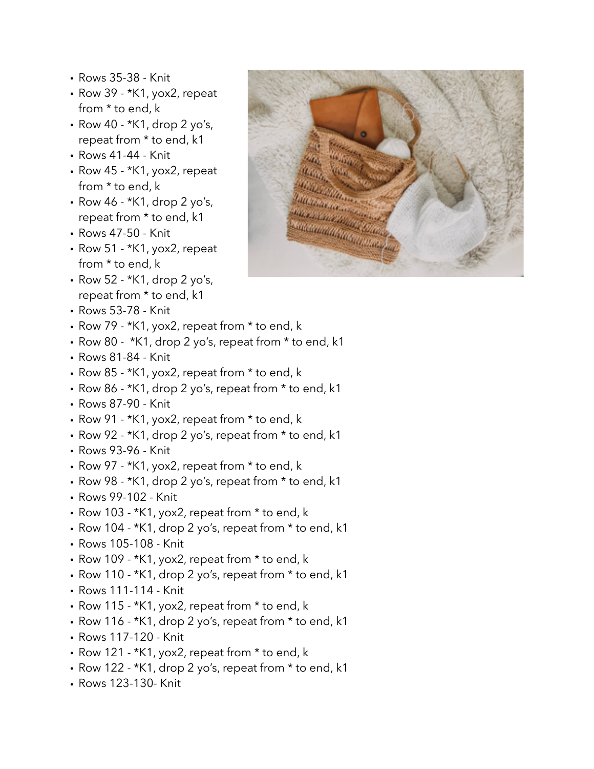- Rows 35-38 - Knit
- Row 39 - *K1, yox2, repeat from * to end, k
- Row 40 - *K1, drop 2 yo's, repeat from * to end, k1
- Rows 41-44 - Knit
- Row 45 - *K1, yox2, repeat from * to end, k
- Row 46 - *K1, drop 2 yo's, repeat from * to end, k1
- Rows 47-50 - Knit
- Row 51 - *K1, yox2, repeat from * to end, k
- Row 52 - *K1, drop 2 yo's, repeat from * to end, k1
- Rows 53-78 - Knit
- Row 79 - *K1, yox2, repeat from * to end, k
- Row 80 - *K1, drop 2 yo's, repeat from * to end, k1
- Rows 81-84 - Knit
- Row 85 - *K1, yox2, repeat from * to end, k
- Row 86 - *K1, drop 2 yo's, repeat from * to end, k1
- Rows 87-90 - Knit
- Row 91 - *K1, yox2, repeat from * to end, k
- Row 92 - *K1, drop 2 yo's, repeat from * to end, k1
- Rows 93-96 - Knit
- Row 97 - *K1, yox2, repeat from * to end, k
- Row 98 - *K1, drop 2 yo's, repeat from * to end, k1
- Rows 99-102 - Knit
- Row 103 - *K1, yox2, repeat from * to end, k
- Row 104 - *K1, drop 2 yo's, repeat from * to end, k1
- Rows 105-108 - Knit
- Row 109 - *K1, yox2, repeat from * to end, k
- Row 110 - *K1, drop 2 yo's, repeat from * to end, k1
- Rows 111-114 - Knit
- Row 115 - *K1, yox2, repeat from * to end, k
- Row 116 - *K1, drop 2 yo's, repeat from * to end, k1
- Rows 117-120 - Knit
- Row 121 - *K1, yox2, repeat from * to end, k
- Row 122 - *K1, drop 2 yo's, repeat from * to end, k1
- Rows 123-130- Knit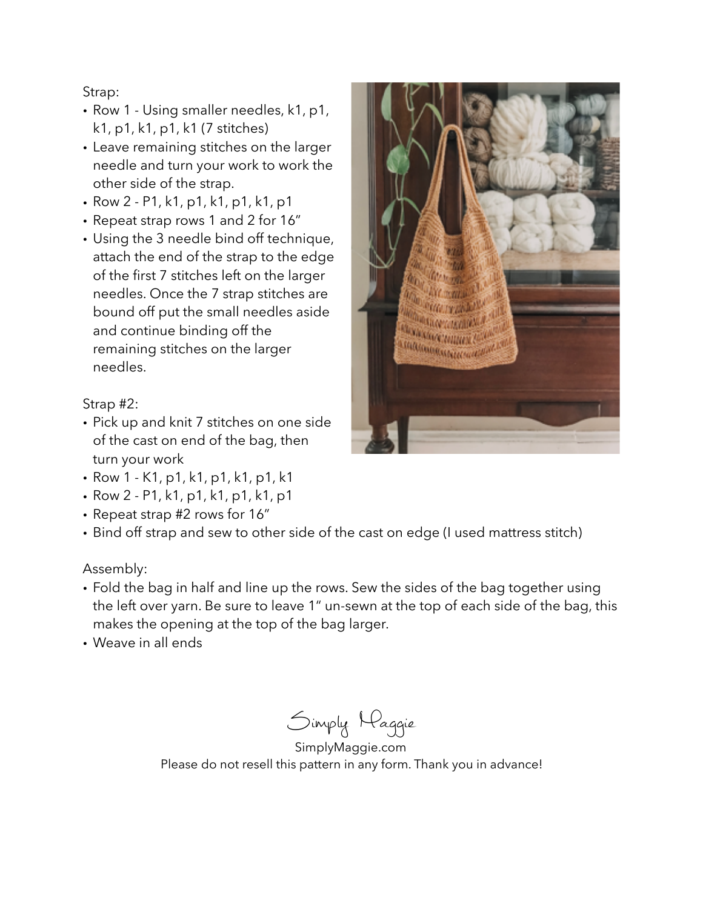Strap:

- Row 1 - Using smaller needles, k1, p1, k1, p1, k1, p1, k1 (7 stitches)
- Leave remaining stitches on the larger needle and turn your work to work the other side of the strap.
- Row 2 - P1, k1, p1, k1, p1, k1, p1
- Repeat strap rows 1 and 2 for 16"
- Using the 3 needle bind off technique, attach the end of the strap to the edge of the first 7 stitches left on the larger needles. Once the 7 strap stitches are bound off put the small needles aside and continue binding off the remaining stitches on the larger needles.

Strap #2:

- Pick up and knit 7 stitches on one side of the cast on end of the bag, then turn your work
- Row 1 - K1, p1, k1, p1, k1, p1, k1
- Row 2 - P1, k1, p1, k1, p1, k1, p1
- Repeat strap #2 rows for 16"
- Bind off strap and sew to other side of the cast on edge (I used mattress stitch)

Assembly:

- Fold the bag in half and line up the rows. Sew the sides of the bag together using the left over yarn. Be sure to leave 1" un-sewn at the top of each side of the bag, this makes the opening at the top of the bag larger.
- Weave in all ends

Simply Maggie

SimplyMaggie.com

Please do not resell this pattern in any form. Thank you in advance!